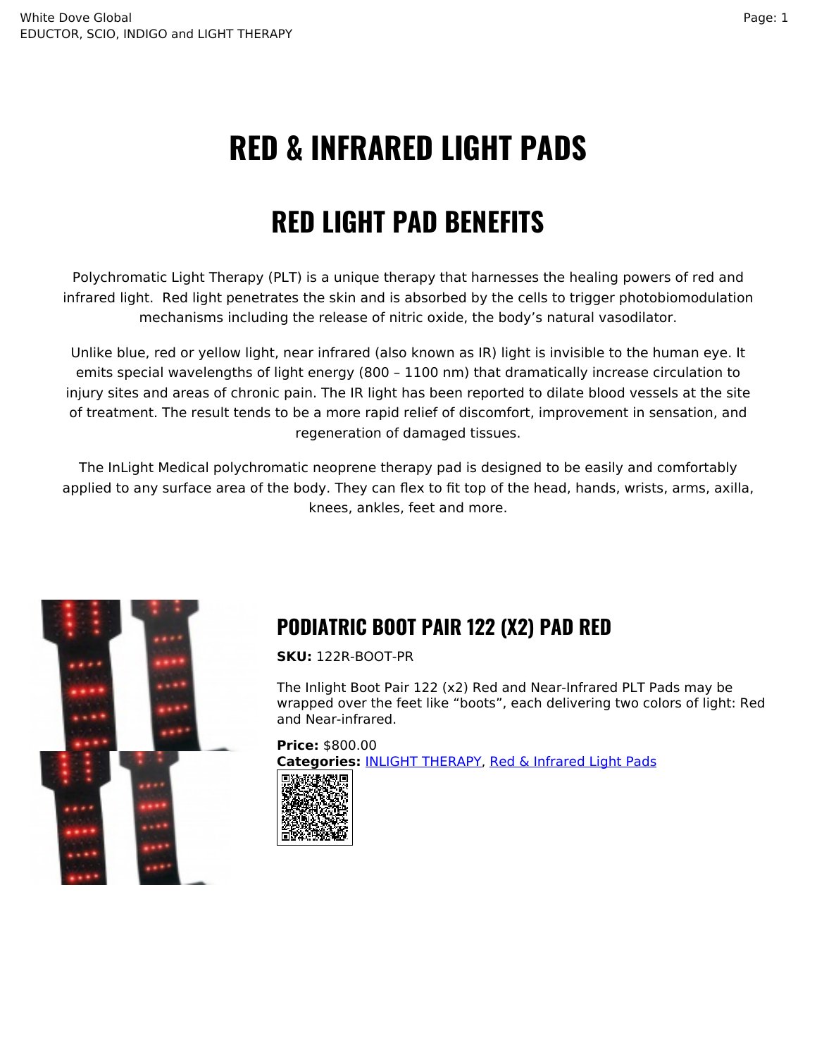# RED & INFRARED LIGHT PADS

## RED LIGHT PAD BENEFITS

Polychromatic Light Therapy (PLT) is a unique therapy that harnesses the healing powers of red and infrared light. Red light penetrates the skin and is absorbed by the cells to trigger photobiomodulation mechanisms including the release of nitric oxide, the body's natural vasodilator.

Unlike blue, red or yellow light, near infrared (also known as IR) light is invisible to the human eye. It emits special wavelengths of light energy (800 – 1100 nm) that dramatically increase circulation to injury sites and areas of chronic pain. The IR light has been reported to dilate blood vessels at the site of treatment. The result tends to be a more rapid relief of discomfort, improvement in sensation, and regeneration of damaged tissues.

The InLight Medical polychromatic neoprene therapy pad is designed to be easily and comfortably applied to any surface area of the body. They can flex to fit top of the head, hands, wrists, arms, axilla, knees, ankles, feet and more.

### PODIATRIC BOOT PAIR 122 (X2) PAD RED

**SKU:** 122R-BOOT-PR

The Inlight Boot Pair 122 (x2) Red and Near-Infrared PLT Pads may be wrapped over the feet like "boots", each delivering two colors of light: Red and Near-infrared.

**Price:** $800.00
**Categories:** INLIGHT THERAPY, Red & Infrared Light Pads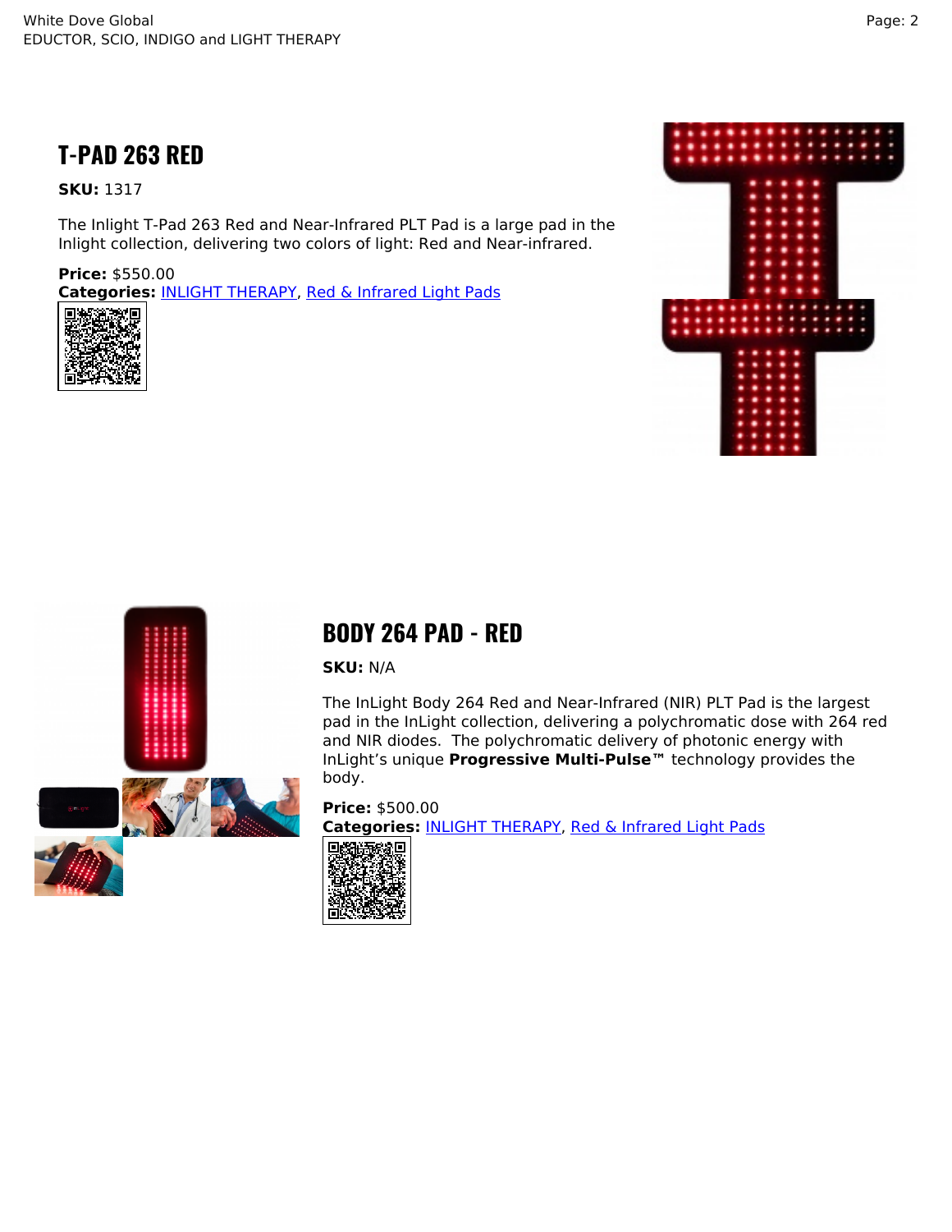## T-PAD 263 RED

**SKU:** 1317

The Inlight T-Pad 263 Red and Near-Infrared PLT Pad is a large pad in the Inlight collection, delivering two colors of light: Red and Near-infrared.

**Price:** $550.00
**Categories:** INLIGHT THERAPY, Red & Infrared Light Pads

## BODY 264 PAD - RED

**SKU:** N/A

The InLight Body 264 Red and Near-Infrared (NIR) PLT Pad is the largest pad in the InLight collection, delivering a polychromatic dose with 264 red and NIR diodes. The polychromatic delivery of photonic energy with InLight's unique **Progressive Multi-Pulse™** technology provides the body.

**Price:** $500.00
**Categories:** INLIGHT THERAPY, Red & Infrared Light Pads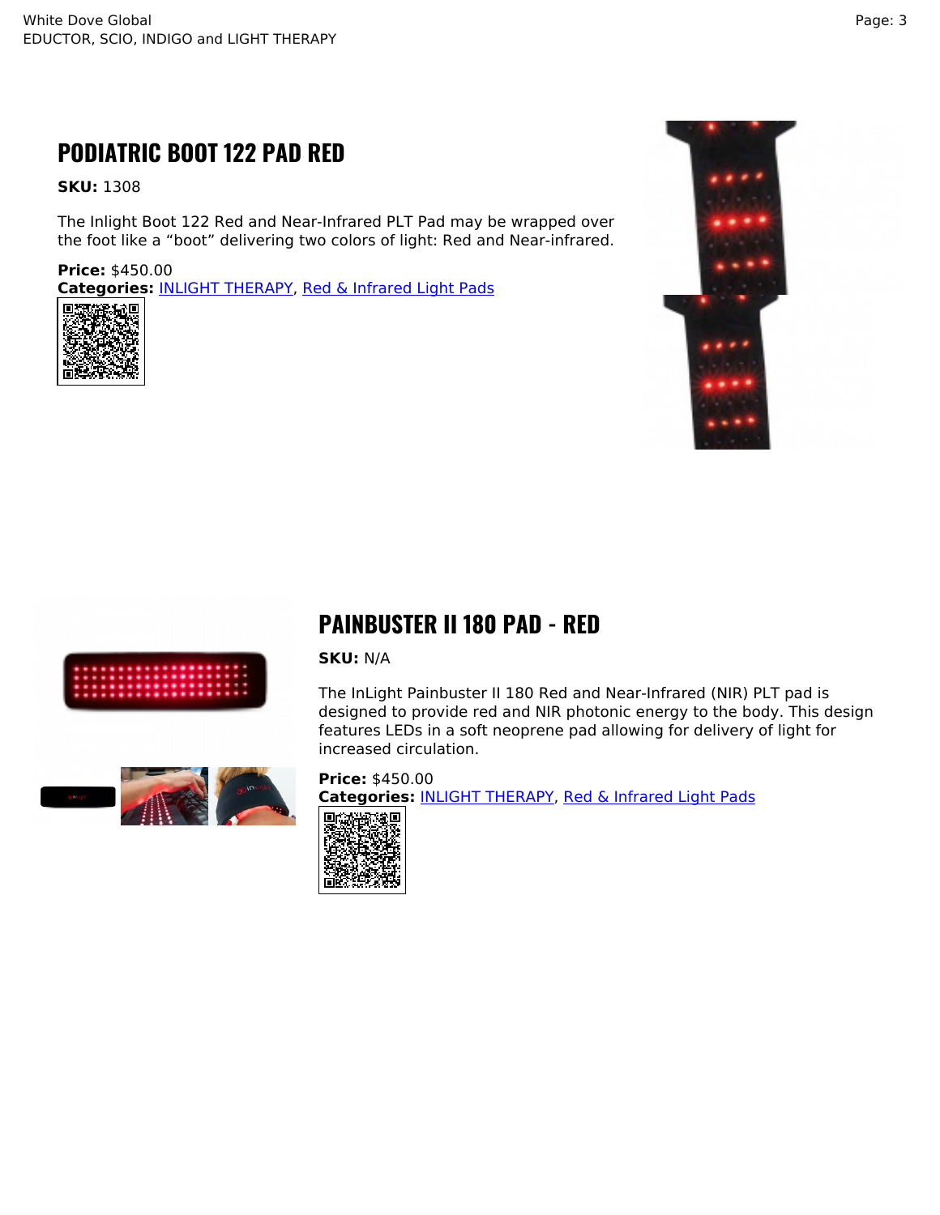## PODIATRIC BOOT 122 PAD RED

**SKU:** 1308

The Inlight Boot 122 Red and Near-Infrared PLT Pad may be wrapped over the foot like a “boot” delivering two colors of light: Red and Near-infrared.

**Price:** $450.00
**Categories:** INLIGHT THERAPY, Red & Infrared Light Pads

## PAINBUSTER II 180 PAD - RED

**SKU:** N/A

The InLight Painbuster II 180 Red and Near-Infrared (NIR) PLT pad is designed to provide red and NIR photonic energy to the body. This design features LEDs in a soft neoprene pad allowing for delivery of light for increased circulation.

**Price:** $450.00
**Categories:** INLIGHT THERAPY, Red & Infrared Light Pads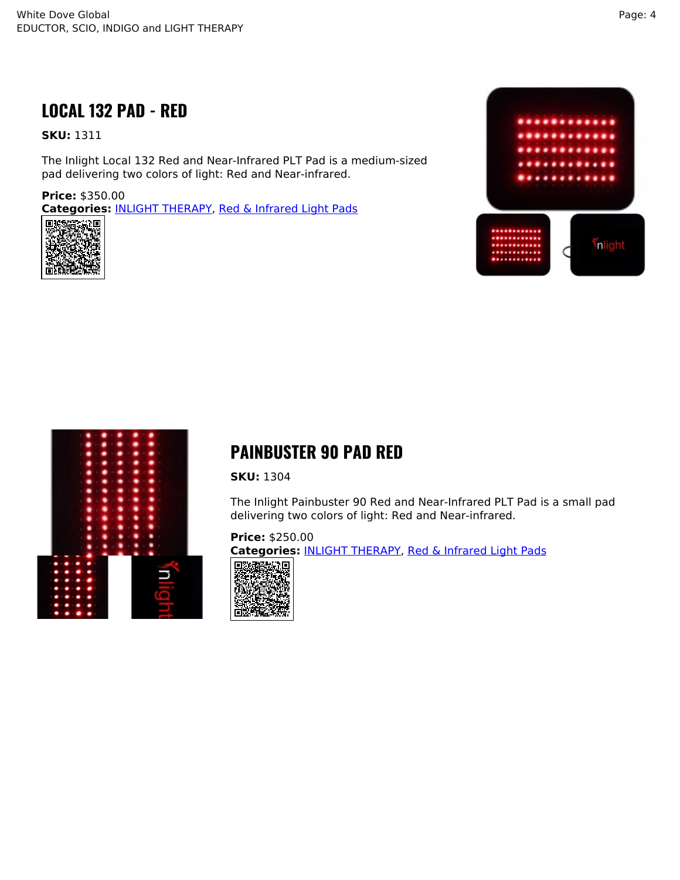## LOCAL 132 PAD - RED

**SKU:** 1311

The Inlight Local 132 Red and Near-Infrared PLT Pad is a medium-sized pad delivering two colors of light: Red and Near-infrared.

**Price:** $350.00
**Categories:** INLIGHT THERAPY, Red & Infrared Light Pads

## PAINBUSTER 90 PAD RED

**SKU:** 1304

The Inlight Painbuster 90 Red and Near-Infrared PLT Pad is a small pad delivering two colors of light: Red and Near-infrared.

**Price:** $250.00
**Categories:** INLIGHT THERAPY, Red & Infrared Light Pads